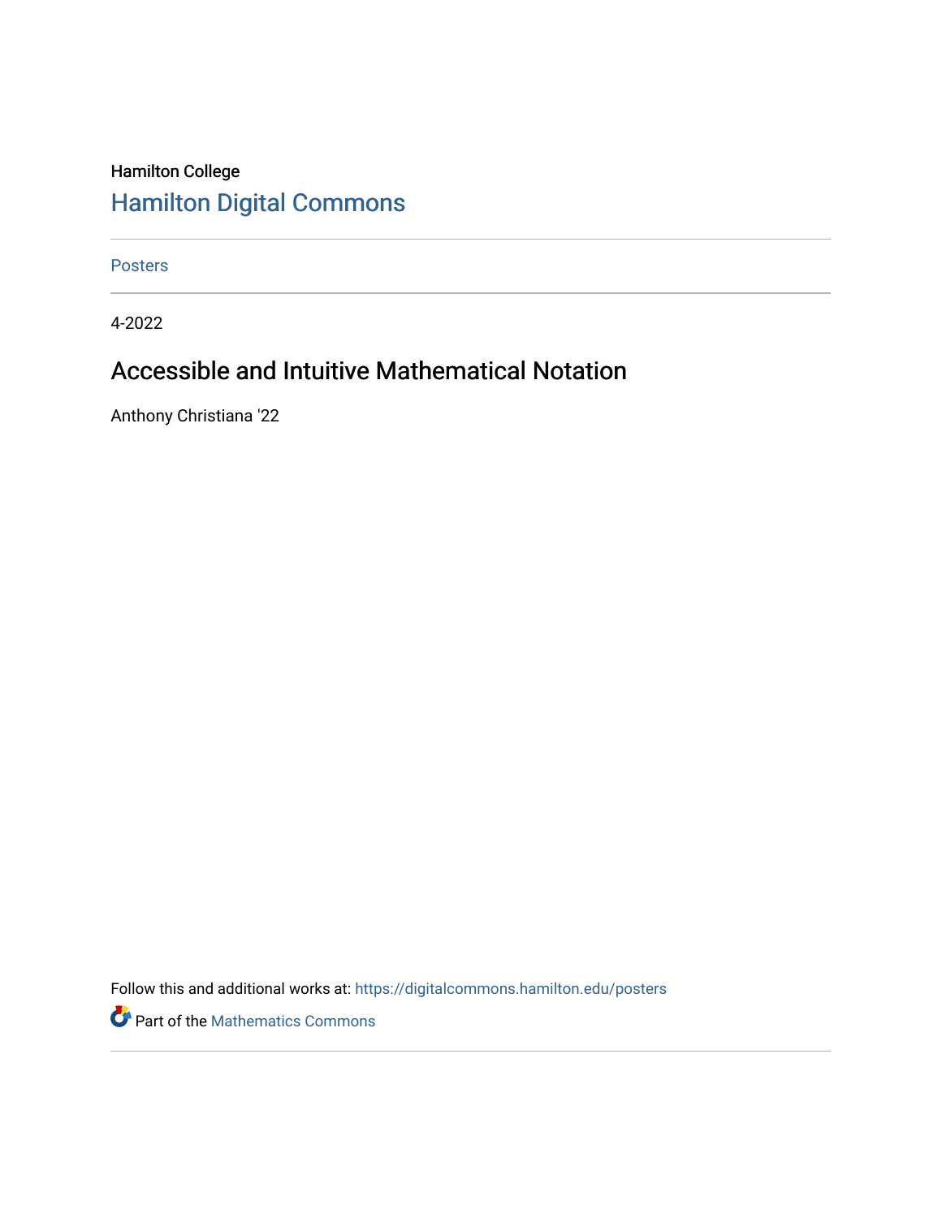Hamilton College

# Hamilton Digital Commons

Posters

4-2022

## Accessible and Intuitive Mathematical Notation

Anthony Christiana '22

Follow this and additional works at: https://digitalcommons.hamilton.edu/posters

Part of the Mathematics Commons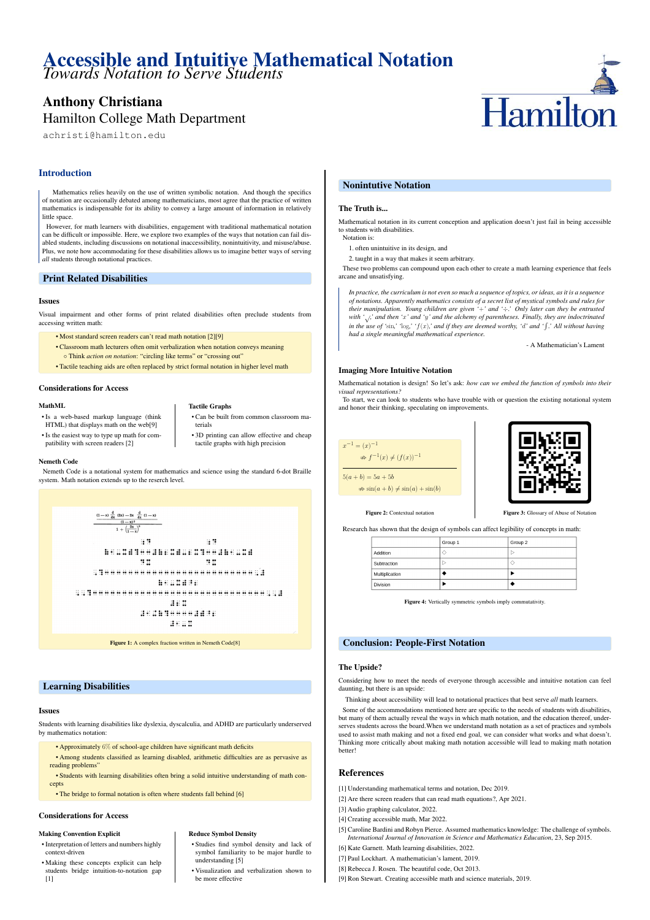# Accessible and Intuitive Mathematical Notation

*Towards Notation to Serve Students*

## Anthony Christiana

Hamilton College Math Department

achristi@hamilton.edu

## Introduction

Mathematics relies heavily on the use of written symbolic notation. And though the specifics of notation are occasionally debated among mathematicians, most agree that the practice of written mathematics is indispensable for its ability to convey a large amount of information in relatively little space.

However, for math learners with disabilities, engagement with traditional mathematical notation can be difficult or impossible. Here, we explore two examples of the ways that notation can fail disabled students, including discussions on notational inaccessibility, nonintuitivity, and misuse/abuse. Plus, we note how accommodating for these disabilities allows us to imagine better ways of serving *all* students through notational practices.

## Print Related Disabilities

### Issues

Visual impairment and other forms of print related disabilities often preclude students from accessing written math:

- Most standard screen readers can't read math notation [2][9]
- Classroom math lecturers often omit verbalization when notation conveys meaning
  - Think *action on notation*: "circling like terms" or "crossing out"
- Tactile teaching aids are often replaced by strict formal notation in higher level math

### Considerations for Access

**MathML**

- Is a web-based markup language (think HTML) that displays math on the web[9]
- Is the easiest way to type up math for compatibility with screen readers [2]

**Tactile Graphs**

- Can be built from common classroom materials
- 3D printing can allow effective and cheap tactile graphs with high precision

**Nemeth Code**

Nemeth Code is a notational system for mathematics and science using the standard 6-dot Braille system. Math notation extends up to the reserch level.

$$\frac{(1-x)\frac{d}{dx}(2x) - 2x\frac{d}{dx}(1-x)}{(1-x)^2} \over 1 + \left(\frac{2x}{1-x}\right)^2$$

Figure 1: A complex fraction written in Nemeth Code[8]

## Learning Disabilities

### Issues

Students with learning disabilities like dyslexia, dyscalculia, and ADHD are particularly underserved by mathematics notation:

- Approximately $6\%$ of school-age children have significant math deficits
- Among students classified as learning disabled, arithmetic difficulties are as pervasive as reading problems"
- Students with learning disabilities often bring a solid intuitive understanding of math concepts
- The bridge to formal notation is often where students fall behind [6]

### Considerations for Access

**Making Convention Explicit**

- Interpretation of letters and numbers highly context-driven
- Making these concepts explicit can help students bridge intuition-to-notation gap [1]

**Reduce Symbol Density**

- Studies find symbol density and lack of symbol familiarity to be major hurdle to understanding [5]
- Visualization and verbalization shown to be more effective

## Nonintutive Notation

### The Truth is...

Mathematical notation in its current conception and application doesn't just fail in being accessible to students with disabilities.

Notation is:

1. often unintuitive in its design, and
2. taught in a way that makes it seem arbitrary.

These two problems can compound upon each other to create a math learning experience that feels arcane and unsatisfying.

> *In practice, the curriculum is not even so much a sequence of topics, or ideas, as it is a sequence of notations. Apparently mathematics consists of a secret list of mystical symbols and rules for their manipulation. Young children are given '+' and '÷.' Only later can they be entrusted with '$\sqrt{\ }$,' and then 'x' and 'y' and the alchemy of parentheses. Finally, they are indoctrinated in the use of 'sin,' 'log,' 'f(x),' and if they are deemed worthy, 'd' and '$\int$.' All without having had a single meaningful mathematical experience.*
>
> \- A Mathematician's Lament

### Imaging More Intuitive Notation

Mathematical notation is design! So let's ask: *how can we embed the function of symbols into their visual representations?*

To start, we can look to students who have trouble with or question the existing notational system and honor their thinking, speculating on improvements.

$$x^{-1} = (x)^{-1}$$
$$\not\Rightarrow f^{-1}(x) \neq (f(x))^{-1}$$

$$5(a+b) = 5a + 5b$$
$$\not\Rightarrow \sin(a+b) \neq \sin(a) + \sin(b)$$

Figure 2: Contextual notation

Figure 3: Glossary of Abuse of Notation

Research has shown that the design of symbols can affect legibility of concepts in math:

| | Group 1 | Group 2 |
|---|---|---|
| Addition | ◇ | ▷ |
| Subtraction | ▷ | ◇ |
| Multiplication | ◆ | ▶ |
| Division | ▶ | ◆ |

Figure 4: Vertically symmetric symbols imply commutativity.

## Conclusion: People-First Notation

### The Upside?

Considering how to meet the needs of everyone through accessible and intuitive notation can feel daunting, but there is an upside:

Thinking about accessibility will lead to notational practices that best serve *all* math learners.

Some of the accommodations mentioned here are specific to the needs of students with disabilities, but many of them actually reveal the ways in which math notation, and the education thereof, underserves students across the board. When we understand math notation as a set of practices and symbols used to assist math making and not a fixed end goal, we can consider what works and what doesn't. Thinking more critically about making math notation accessible will lead to making math notation better!

## References

[1] Understanding mathematical terms and notation, Dec 2019.

[2] Are there screen readers that can read math equations?, Apr 2021.

[3] Audio graphing calculator, 2022.

[4] Creating accessible math, Mar 2022.

[5] Caroline Bardini and Robyn Pierce. Assumed mathematics knowledge: The challenge of symbols. *International Journal of Innovation in Science and Mathematics Education*, 23, Sep 2015.

[6] Kate Garnett. Math learning disabilities, 2022.

[7] Paul Lockhart. A mathematician's lament, 2019.

[8] Rebecca J. Rosen. The beautiful code, Oct 2013.

[9] Ron Stewart. Creating accessible math and science materials, 2019.